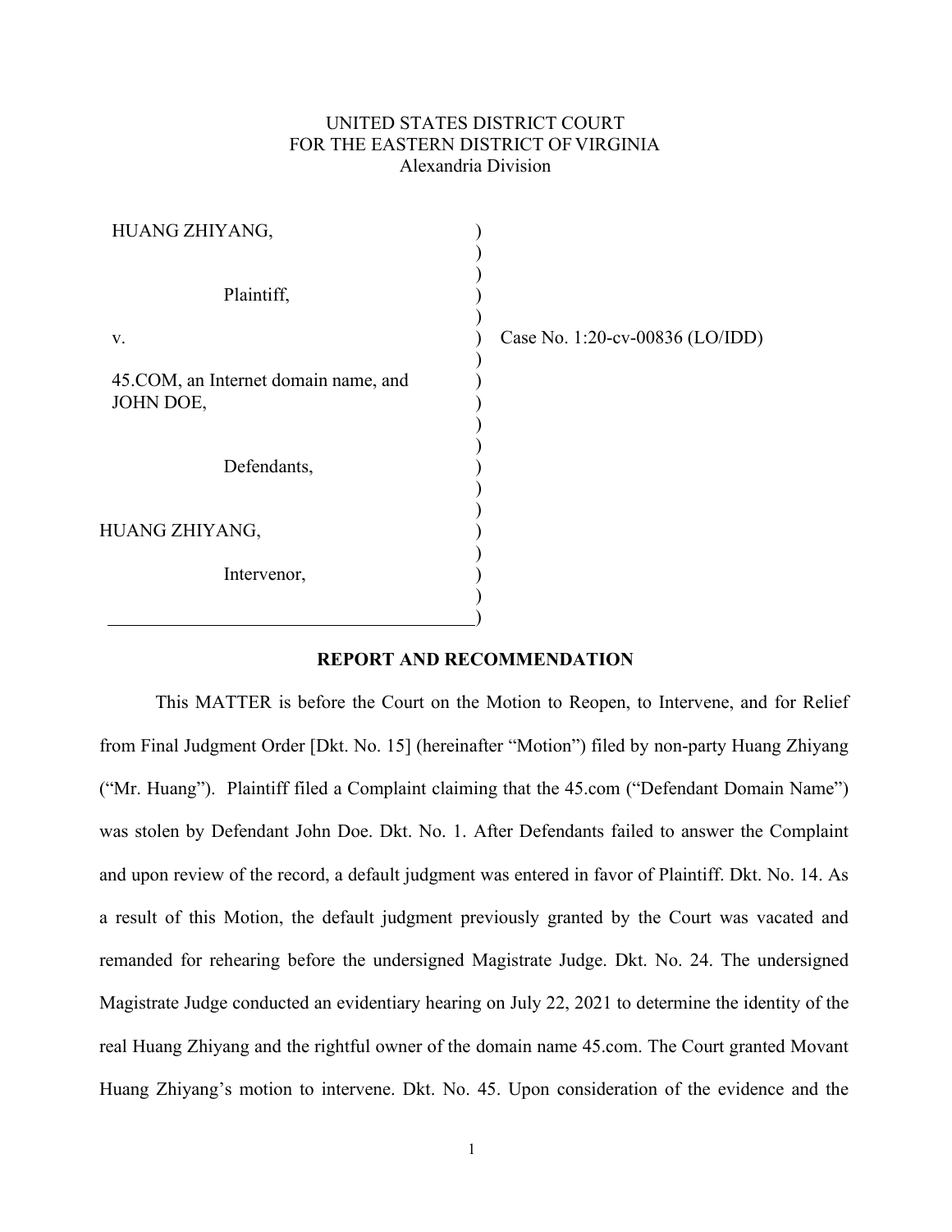UNITED STATES DISTRICT COURT
FOR THE EASTERN DISTRICT OF VIRGINIA
Alexandria Division

HUANG ZHIYANG,

Plaintiff,

v.

45.COM, an Internet domain name, and JOHN DOE,

Defendants,

HUANG ZHIYANG,

Intervenor,

Case No. 1:20-cv-00836 (LO/IDD)

## REPORT AND RECOMMENDATION

This MATTER is before the Court on the Motion to Reopen, to Intervene, and for Relief from Final Judgment Order [Dkt. No. 15] (hereinafter "Motion") filed by non-party Huang Zhiyang ("Mr. Huang"). Plaintiff filed a Complaint claiming that the 45.com ("Defendant Domain Name") was stolen by Defendant John Doe. Dkt. No. 1. After Defendants failed to answer the Complaint and upon review of the record, a default judgment was entered in favor of Plaintiff. Dkt. No. 14. As a result of this Motion, the default judgment previously granted by the Court was vacated and remanded for rehearing before the undersigned Magistrate Judge. Dkt. No. 24. The undersigned Magistrate Judge conducted an evidentiary hearing on July 22, 2021 to determine the identity of the real Huang Zhiyang and the rightful owner of the domain name 45.com. The Court granted Movant Huang Zhiyang's motion to intervene. Dkt. No. 45. Upon consideration of the evidence and the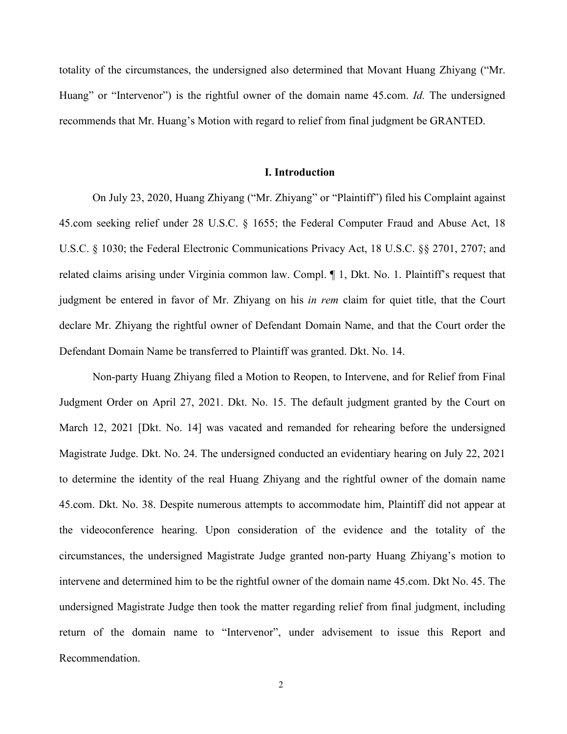totality of the circumstances, the undersigned also determined that Movant Huang Zhiyang ("Mr. Huang" or "Intervenor") is the rightful owner of the domain name 45.com. *Id.* The undersigned recommends that Mr. Huang's Motion with regard to relief from final judgment be GRANTED.

## I. Introduction

On July 23, 2020, Huang Zhiyang ("Mr. Zhiyang" or "Plaintiff") filed his Complaint against 45.com seeking relief under 28 U.S.C. § 1655; the Federal Computer Fraud and Abuse Act, 18 U.S.C. § 1030; the Federal Electronic Communications Privacy Act, 18 U.S.C. §§ 2701, 2707; and related claims arising under Virginia common law. Compl. ¶ 1, Dkt. No. 1. Plaintiff's request that judgment be entered in favor of Mr. Zhiyang on his *in rem* claim for quiet title, that the Court declare Mr. Zhiyang the rightful owner of Defendant Domain Name, and that the Court order the Defendant Domain Name be transferred to Plaintiff was granted. Dkt. No. 14.

Non-party Huang Zhiyang filed a Motion to Reopen, to Intervene, and for Relief from Final Judgment Order on April 27, 2021. Dkt. No. 15. The default judgment granted by the Court on March 12, 2021 [Dkt. No. 14] was vacated and remanded for rehearing before the undersigned Magistrate Judge. Dkt. No. 24. The undersigned conducted an evidentiary hearing on July 22, 2021 to determine the identity of the real Huang Zhiyang and the rightful owner of the domain name 45.com. Dkt. No. 38. Despite numerous attempts to accommodate him, Plaintiff did not appear at the videoconference hearing. Upon consideration of the evidence and the totality of the circumstances, the undersigned Magistrate Judge granted non-party Huang Zhiyang's motion to intervene and determined him to be the rightful owner of the domain name 45.com. Dkt No. 45. The undersigned Magistrate Judge then took the matter regarding relief from final judgment, including return of the domain name to "Intervenor", under advisement to issue this Report and Recommendation.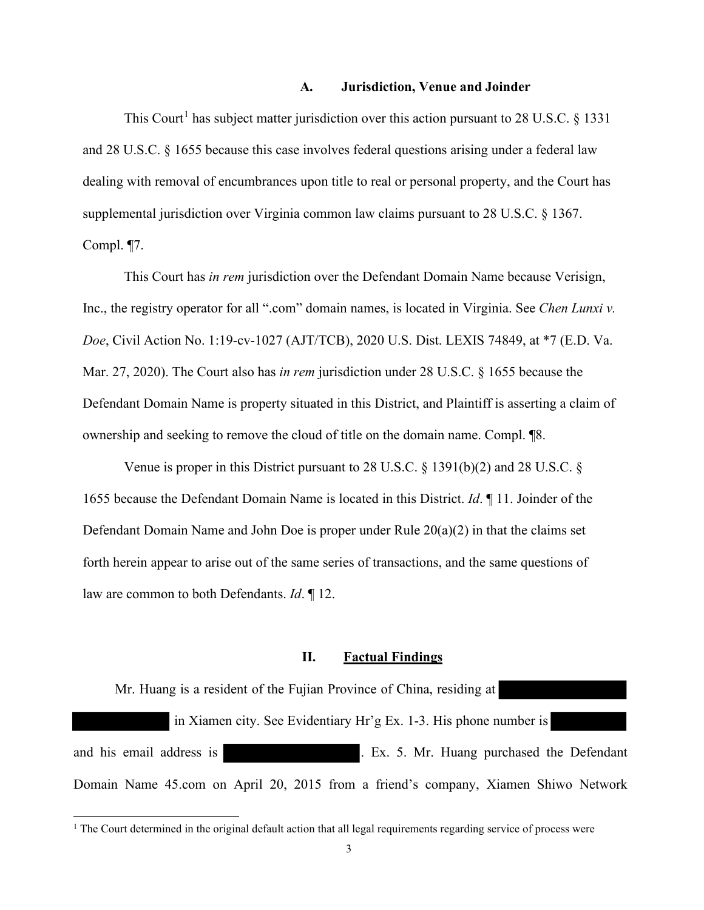### A. Jurisdiction, Venue and Joinder

This Court[1] has subject matter jurisdiction over this action pursuant to 28 U.S.C. § 1331 and 28 U.S.C. § 1655 because this case involves federal questions arising under a federal law dealing with removal of encumbrances upon title to real or personal property, and the Court has supplemental jurisdiction over Virginia common law claims pursuant to 28 U.S.C. § 1367. Compl. ¶7.

This Court has *in rem* jurisdiction over the Defendant Domain Name because Verisign, Inc., the registry operator for all ".com" domain names, is located in Virginia. See *Chen Lunxi v. Doe*, Civil Action No. 1:19-cv-1027 (AJT/TCB), 2020 U.S. Dist. LEXIS 74849, at *7 (E.D. Va. Mar. 27, 2020). The Court also has *in rem* jurisdiction under 28 U.S.C. § 1655 because the Defendant Domain Name is property situated in this District, and Plaintiff is asserting a claim of ownership and seeking to remove the cloud of title on the domain name. Compl. ¶8.

Venue is proper in this District pursuant to 28 U.S.C. § 1391(b)(2) and 28 U.S.C. § 1655 because the Defendant Domain Name is located in this District. *Id*. ¶ 11. Joinder of the Defendant Domain Name and John Doe is proper under Rule 20(a)(2) in that the claims set forth herein appear to arise out of the same series of transactions, and the same questions of law are common to both Defendants. *Id*. ¶ 12.

## II. Factual Findings

Mr. Huang is a resident of the Fujian Province of China, residing at [REDACTED] [REDACTED] in Xiamen city. See Evidentiary Hr'g Ex. 1-3. His phone number is [REDACTED] and his email address is [REDACTED]. Ex. 5. Mr. Huang purchased the Defendant Domain Name 45.com on April 20, 2015 from a friend's company, Xiamen Shiwo Network

[1] The Court determined in the original default action that all legal requirements regarding service of process were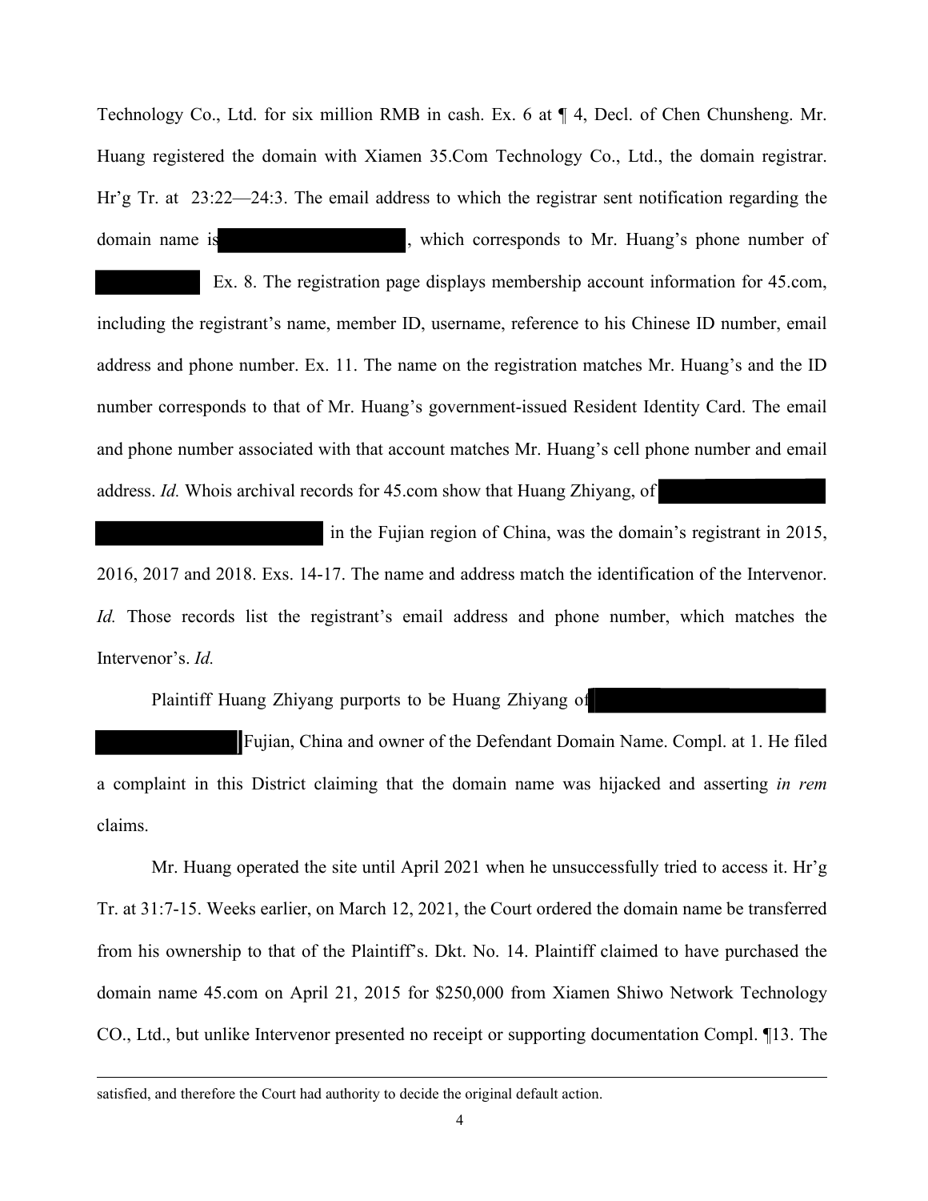Technology Co., Ltd. for six million RMB in cash. Ex. 6 at ¶ 4, Decl. of Chen Chunsheng. Mr. Huang registered the domain with Xiamen 35.Com Technology Co., Ltd., the domain registrar. Hr'g Tr. at 23:22—24:3. The email address to which the registrar sent notification regarding the domain name is [REDACTED], which corresponds to Mr. Huang's phone number of [REDACTED] Ex. 8. The registration page displays membership account information for 45.com, including the registrant's name, member ID, username, reference to his Chinese ID number, email address and phone number. Ex. 11. The name on the registration matches Mr. Huang's and the ID number corresponds to that of Mr. Huang's government-issued Resident Identity Card. The email and phone number associated with that account matches Mr. Huang's cell phone number and email address. *Id.* Whois archival records for 45.com show that Huang Zhiyang, of [REDACTED] in the Fujian region of China, was the domain's registrant in 2015, 2016, 2017 and 2018. Exs. 14-17. The name and address match the identification of the Intervenor. *Id.* Those records list the registrant's email address and phone number, which matches the Intervenor's. *Id.*

Plaintiff Huang Zhiyang purports to be Huang Zhiyang of [REDACTED] Fujian, China and owner of the Defendant Domain Name. Compl. at 1. He filed a complaint in this District claiming that the domain name was hijacked and asserting *in rem* claims.

Mr. Huang operated the site until April 2021 when he unsuccessfully tried to access it. Hr'g Tr. at 31:7-15. Weeks earlier, on March 12, 2021, the Court ordered the domain name be transferred from his ownership to that of the Plaintiff's. Dkt. No. 14. Plaintiff claimed to have purchased the domain name 45.com on April 21, 2015 for $250,000 from Xiamen Shiwo Network Technology CO., Ltd., but unlike Intervenor presented no receipt or supporting documentation Compl. ¶13. The

---

satisfied, and therefore the Court had authority to decide the original default action.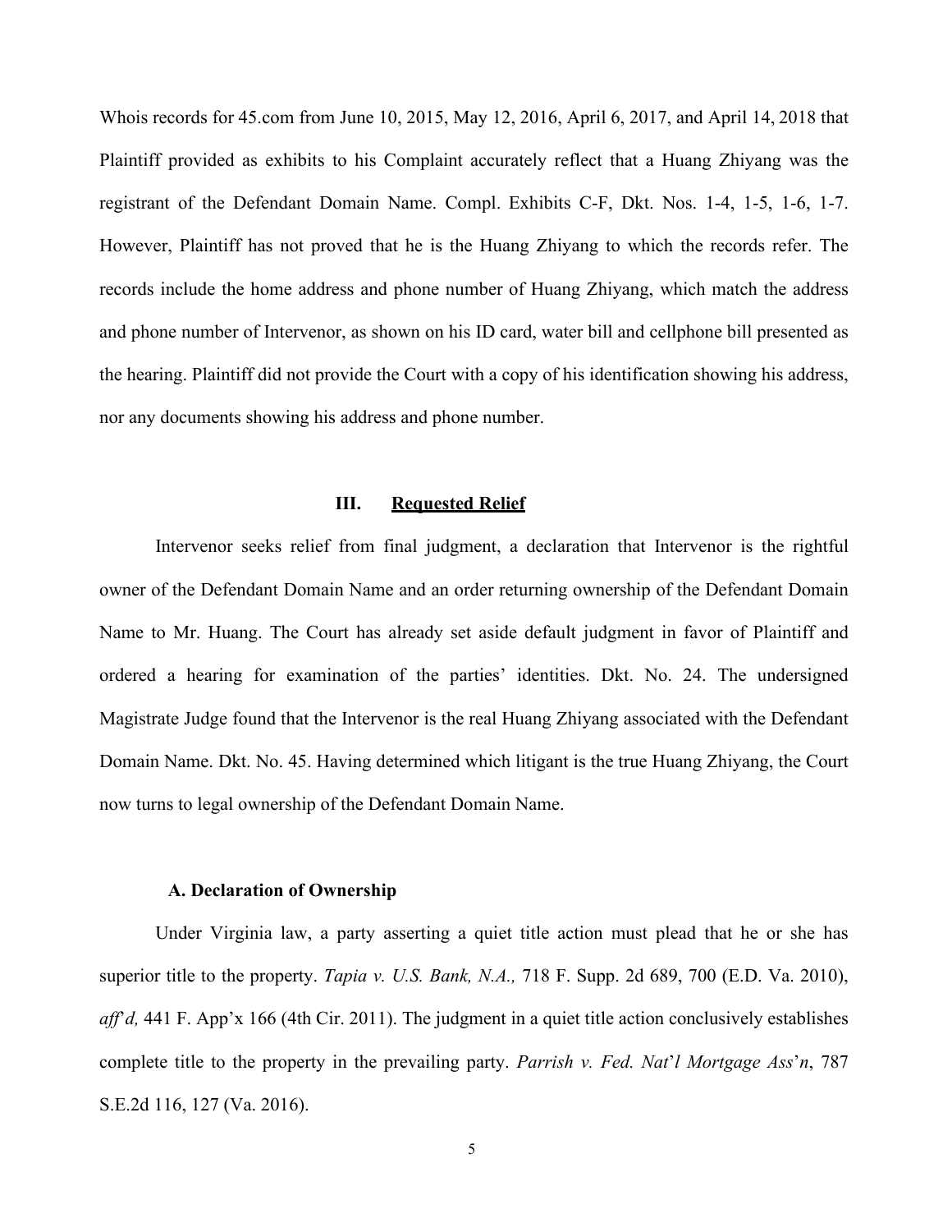Whois records for 45.com from June 10, 2015, May 12, 2016, April 6, 2017, and April 14, 2018 that Plaintiff provided as exhibits to his Complaint accurately reflect that a Huang Zhiyang was the registrant of the Defendant Domain Name. Compl. Exhibits C-F, Dkt. Nos. 1-4, 1-5, 1-6, 1-7. However, Plaintiff has not proved that he is the Huang Zhiyang to which the records refer. The records include the home address and phone number of Huang Zhiyang, which match the address and phone number of Intervenor, as shown on his ID card, water bill and cellphone bill presented as the hearing. Plaintiff did not provide the Court with a copy of his identification showing his address, nor any documents showing his address and phone number.

## III. <u>Requested Relief</u>

Intervenor seeks relief from final judgment, a declaration that Intervenor is the rightful owner of the Defendant Domain Name and an order returning ownership of the Defendant Domain Name to Mr. Huang. The Court has already set aside default judgment in favor of Plaintiff and ordered a hearing for examination of the parties' identities. Dkt. No. 24. The undersigned Magistrate Judge found that the Intervenor is the real Huang Zhiyang associated with the Defendant Domain Name. Dkt. No. 45. Having determined which litigant is the true Huang Zhiyang, the Court now turns to legal ownership of the Defendant Domain Name.

### A. Declaration of Ownership

Under Virginia law, a party asserting a quiet title action must plead that he or she has superior title to the property. *Tapia v. U.S. Bank, N.A.,* 718 F. Supp. 2d 689, 700 (E.D. Va. 2010), *aff'd,* 441 F. App'x 166 (4th Cir. 2011). The judgment in a quiet title action conclusively establishes complete title to the property in the prevailing party. *Parrish v. Fed. Nat'l Mortgage Ass'n*, 787 S.E.2d 116, 127 (Va. 2016).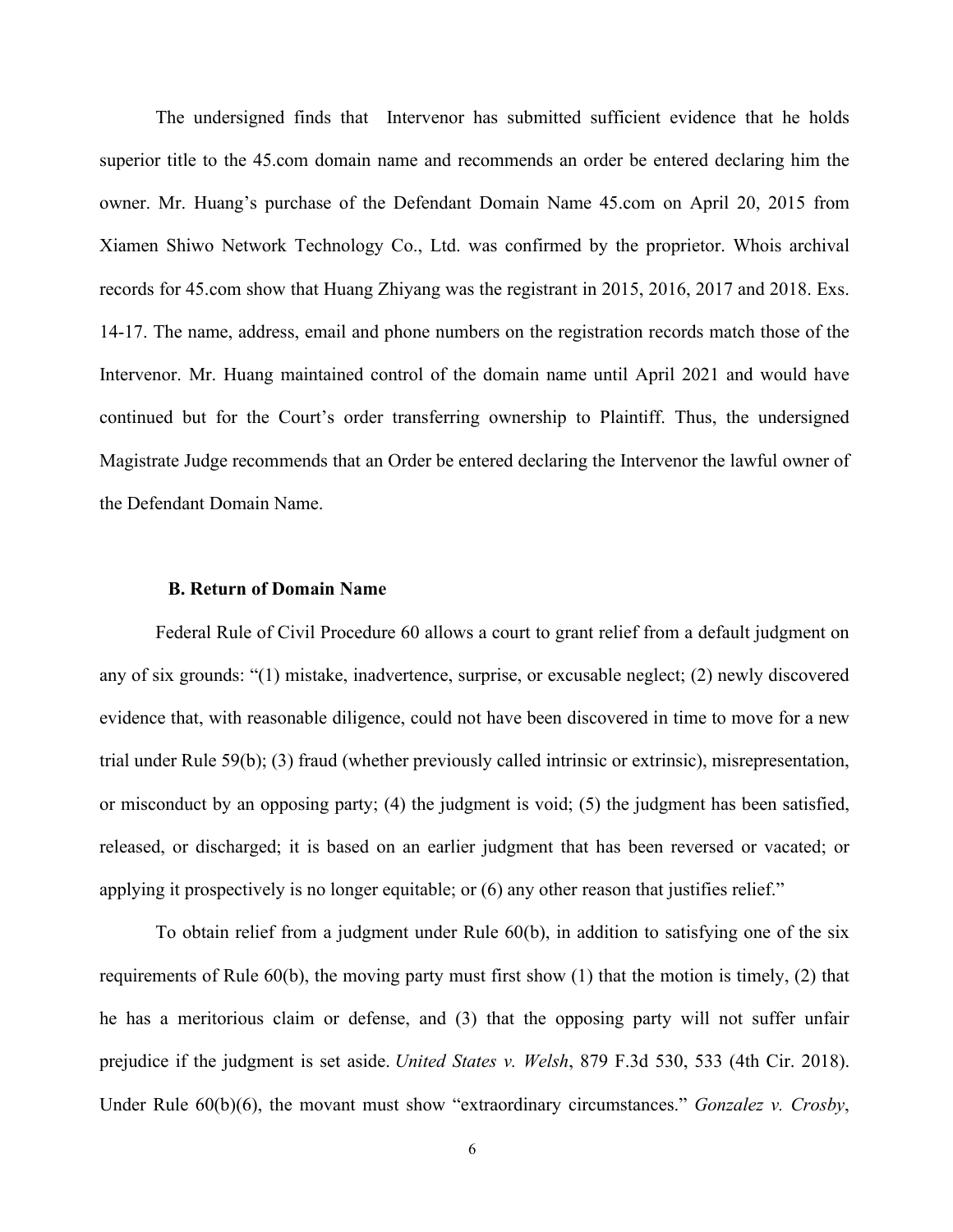The undersigned finds that Intervenor has submitted sufficient evidence that he holds superior title to the 45.com domain name and recommends an order be entered declaring him the owner. Mr. Huang's purchase of the Defendant Domain Name 45.com on April 20, 2015 from Xiamen Shiwo Network Technology Co., Ltd. was confirmed by the proprietor. Whois archival records for 45.com show that Huang Zhiyang was the registrant in 2015, 2016, 2017 and 2018. Exs. 14-17. The name, address, email and phone numbers on the registration records match those of the Intervenor. Mr. Huang maintained control of the domain name until April 2021 and would have continued but for the Court's order transferring ownership to Plaintiff. Thus, the undersigned Magistrate Judge recommends that an Order be entered declaring the Intervenor the lawful owner of the Defendant Domain Name.

**B. Return of Domain Name**

Federal Rule of Civil Procedure 60 allows a court to grant relief from a default judgment on any of six grounds: "(1) mistake, inadvertence, surprise, or excusable neglect; (2) newly discovered evidence that, with reasonable diligence, could not have been discovered in time to move for a new trial under Rule 59(b); (3) fraud (whether previously called intrinsic or extrinsic), misrepresentation, or misconduct by an opposing party; (4) the judgment is void; (5) the judgment has been satisfied, released, or discharged; it is based on an earlier judgment that has been reversed or vacated; or applying it prospectively is no longer equitable; or (6) any other reason that justifies relief."

To obtain relief from a judgment under Rule 60(b), in addition to satisfying one of the six requirements of Rule 60(b), the moving party must first show (1) that the motion is timely, (2) that he has a meritorious claim or defense, and (3) that the opposing party will not suffer unfair prejudice if the judgment is set aside. *United States v. Welsh*, 879 F.3d 530, 533 (4th Cir. 2018). Under Rule 60(b)(6), the movant must show "extraordinary circumstances." *Gonzalez v. Crosby*,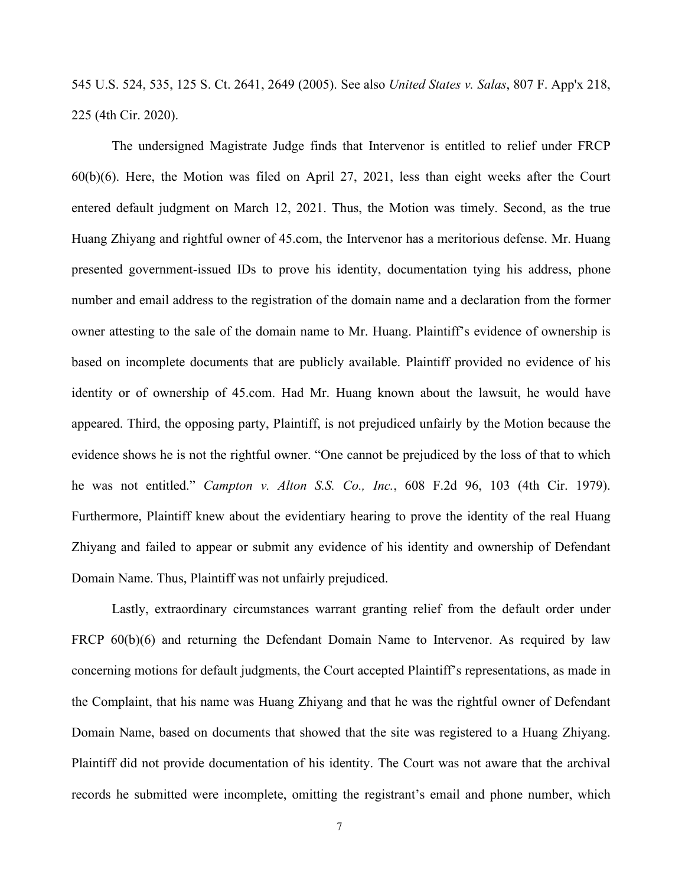545 U.S. 524, 535, 125 S. Ct. 2641, 2649 (2005). See also *United States v. Salas*, 807 F. App'x 218, 225 (4th Cir. 2020).

The undersigned Magistrate Judge finds that Intervenor is entitled to relief under FRCP 60(b)(6). Here, the Motion was filed on April 27, 2021, less than eight weeks after the Court entered default judgment on March 12, 2021. Thus, the Motion was timely. Second, as the true Huang Zhiyang and rightful owner of 45.com, the Intervenor has a meritorious defense. Mr. Huang presented government-issued IDs to prove his identity, documentation tying his address, phone number and email address to the registration of the domain name and a declaration from the former owner attesting to the sale of the domain name to Mr. Huang. Plaintiff's evidence of ownership is based on incomplete documents that are publicly available. Plaintiff provided no evidence of his identity or of ownership of 45.com. Had Mr. Huang known about the lawsuit, he would have appeared. Third, the opposing party, Plaintiff, is not prejudiced unfairly by the Motion because the evidence shows he is not the rightful owner. "One cannot be prejudiced by the loss of that to which he was not entitled." *Campton v. Alton S.S. Co., Inc.*, 608 F.2d 96, 103 (4th Cir. 1979). Furthermore, Plaintiff knew about the evidentiary hearing to prove the identity of the real Huang Zhiyang and failed to appear or submit any evidence of his identity and ownership of Defendant Domain Name. Thus, Plaintiff was not unfairly prejudiced.

Lastly, extraordinary circumstances warrant granting relief from the default order under FRCP 60(b)(6) and returning the Defendant Domain Name to Intervenor. As required by law concerning motions for default judgments, the Court accepted Plaintiff's representations, as made in the Complaint, that his name was Huang Zhiyang and that he was the rightful owner of Defendant Domain Name, based on documents that showed that the site was registered to a Huang Zhiyang. Plaintiff did not provide documentation of his identity. The Court was not aware that the archival records he submitted were incomplete, omitting the registrant's email and phone number, which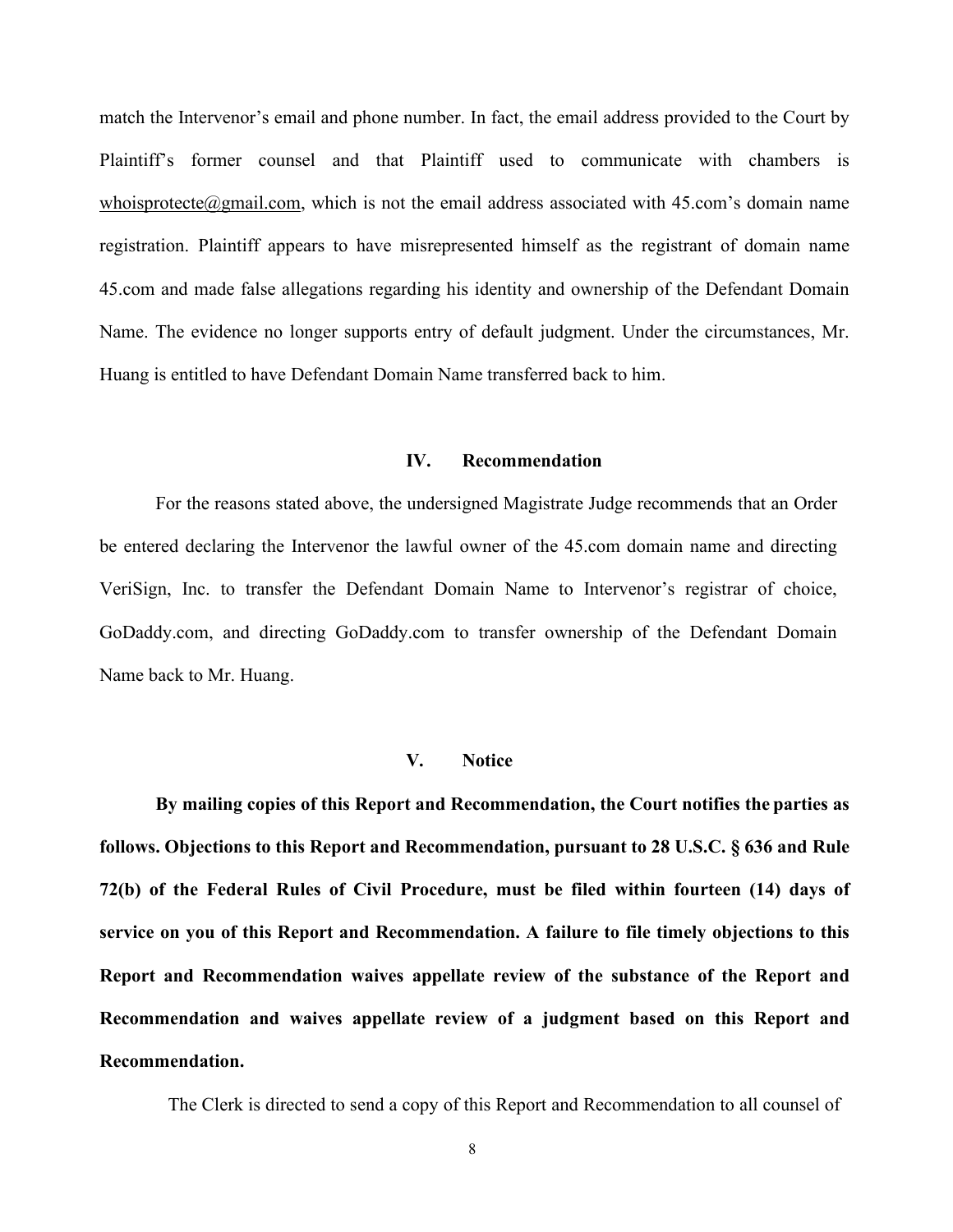match the Intervenor's email and phone number. In fact, the email address provided to the Court by Plaintiff's former counsel and that Plaintiff used to communicate with chambers is whoisprotecte@gmail.com, which is not the email address associated with 45.com's domain name registration. Plaintiff appears to have misrepresented himself as the registrant of domain name 45.com and made false allegations regarding his identity and ownership of the Defendant Domain Name. The evidence no longer supports entry of default judgment. Under the circumstances, Mr. Huang is entitled to have Defendant Domain Name transferred back to him.

## IV. Recommendation

For the reasons stated above, the undersigned Magistrate Judge recommends that an Order be entered declaring the Intervenor the lawful owner of the 45.com domain name and directing VeriSign, Inc. to transfer the Defendant Domain Name to Intervenor's registrar of choice, GoDaddy.com, and directing GoDaddy.com to transfer ownership of the Defendant Domain Name back to Mr. Huang.

## V. Notice

**By mailing copies of this Report and Recommendation, the Court notifies the parties as follows. Objections to this Report and Recommendation, pursuant to 28 U.S.C. § 636 and Rule 72(b) of the Federal Rules of Civil Procedure, must be filed within fourteen (14) days of service on you of this Report and Recommendation. A failure to file timely objections to this Report and Recommendation waives appellate review of the substance of the Report and Recommendation and waives appellate review of a judgment based on this Report and Recommendation.**

The Clerk is directed to send a copy of this Report and Recommendation to all counsel of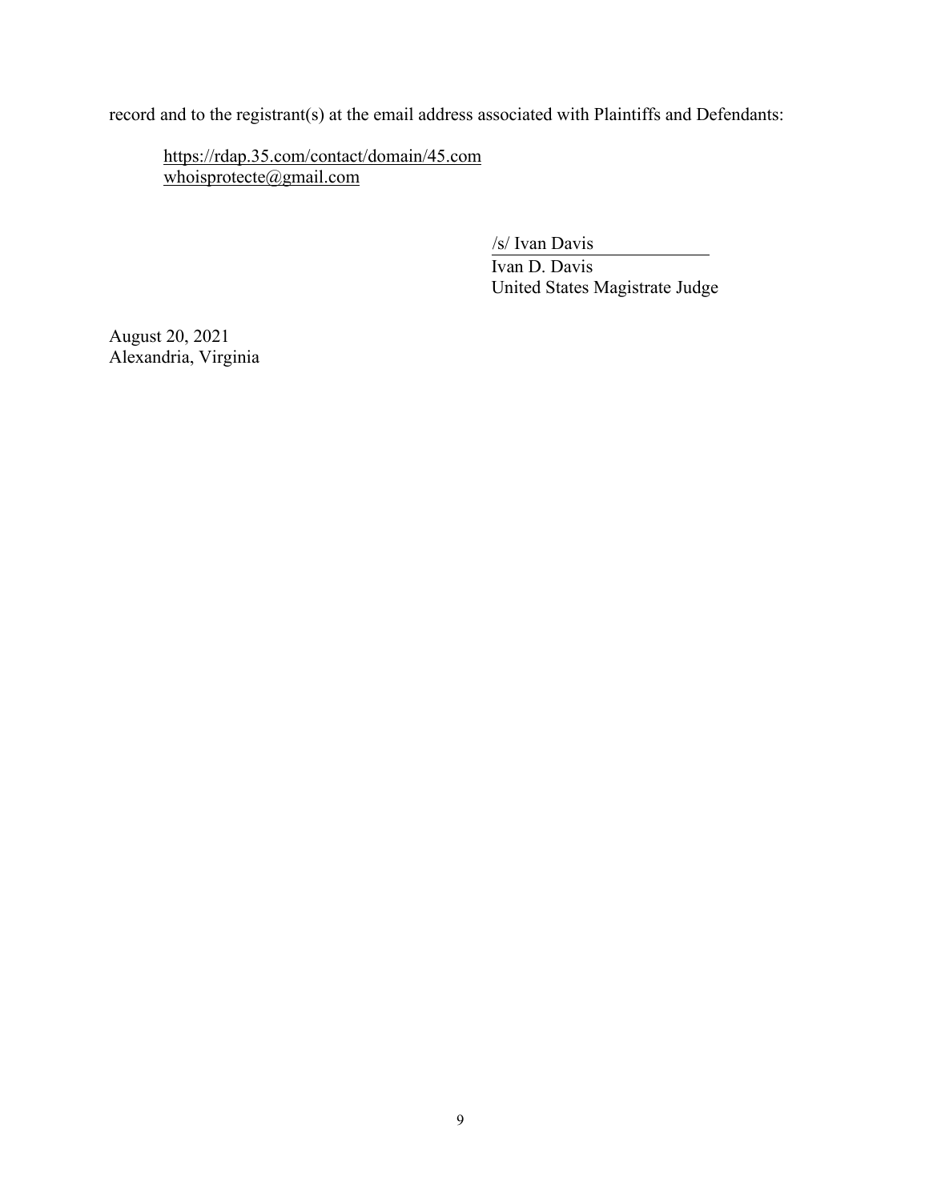record and to the registrant(s) at the email address associated with Plaintiffs and Defendants:

https://rdap.35.com/contact/domain/45.com
whoisprotecte@gmail.com

/s/ Ivan Davis
Ivan D. Davis
United States Magistrate Judge

August 20, 2021
Alexandria, Virginia